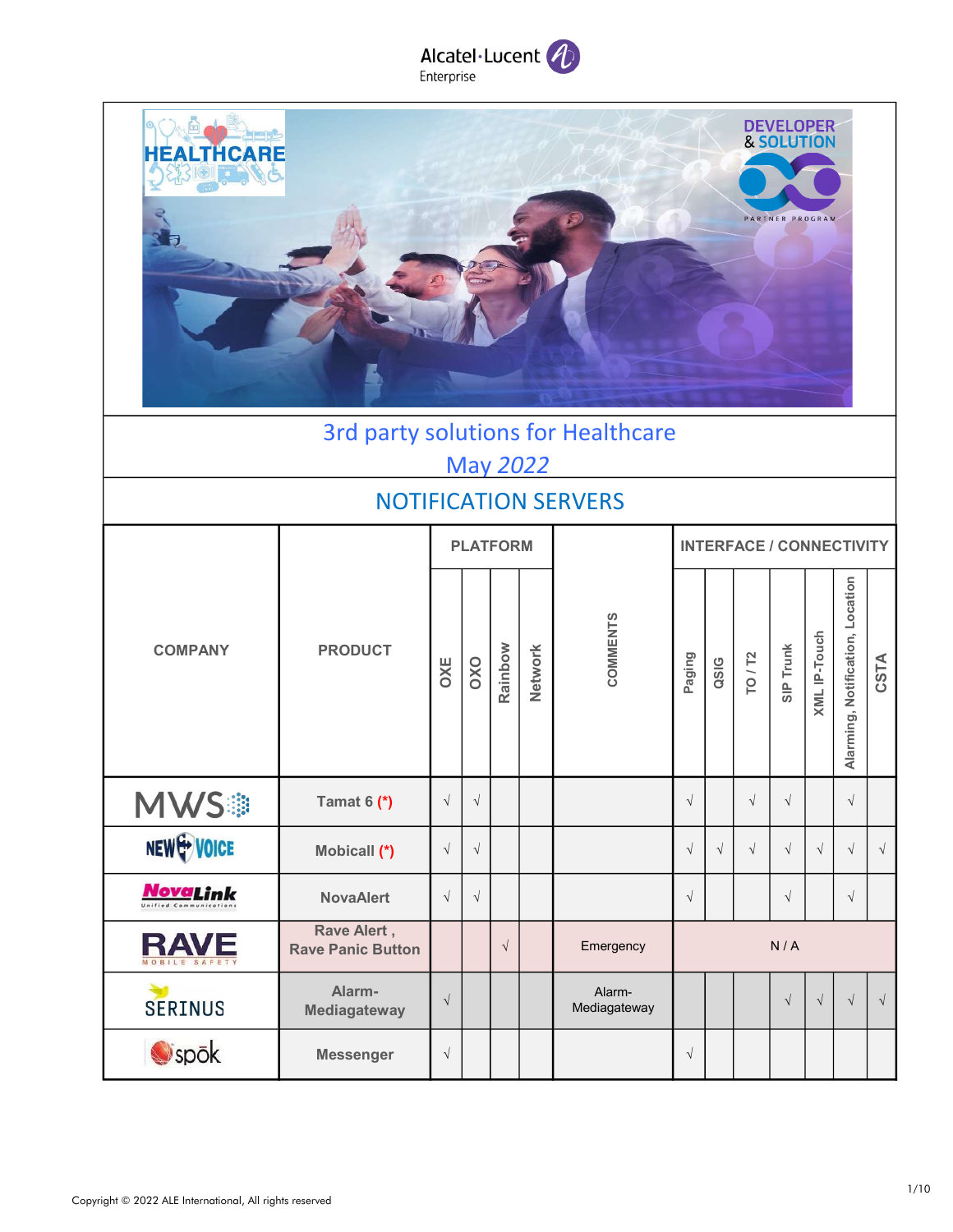# 3rd party solutions for Healthcare

## May *2022*

## NOTIFICATION SERVERS

| COMPANY | PRODUCT | PLATFORM | | | | COMMENTS | INTERFACE / CONNECTIVITY | | | | | | |
|---|---|---|---|---|---|---|---|---|---|---|---|---|---|
| | | OXE | OXO | Rainbow | Network | | Paging | QSIG | TO / T2 | SIP Trunk | XML IP-Touch | Alarming, Notification, Location | CSTA |
| MWS | Tamat 6 (*) | √ | √ | | | | √ | | √ | √ | | √ | |
| NEW VOICE | Mobicall (*) | √ | √ | | | | √ | √ | √ | √ | √ | √ | √ |
| NovaLink | NovaAlert | √ | √ | | | | √ | | | √ | | √ | |
| RAVE | Rave Alert , Rave Panic Button | | | √ | | Emergency | N / A | | | | | | |
| SERINUS | Alarm-Mediagateway | √ | | | | Alarm-Mediagateway | | | | √ | √ | √ | √ |
| spōk | Messenger | √ | | | | | √ | | | | | | |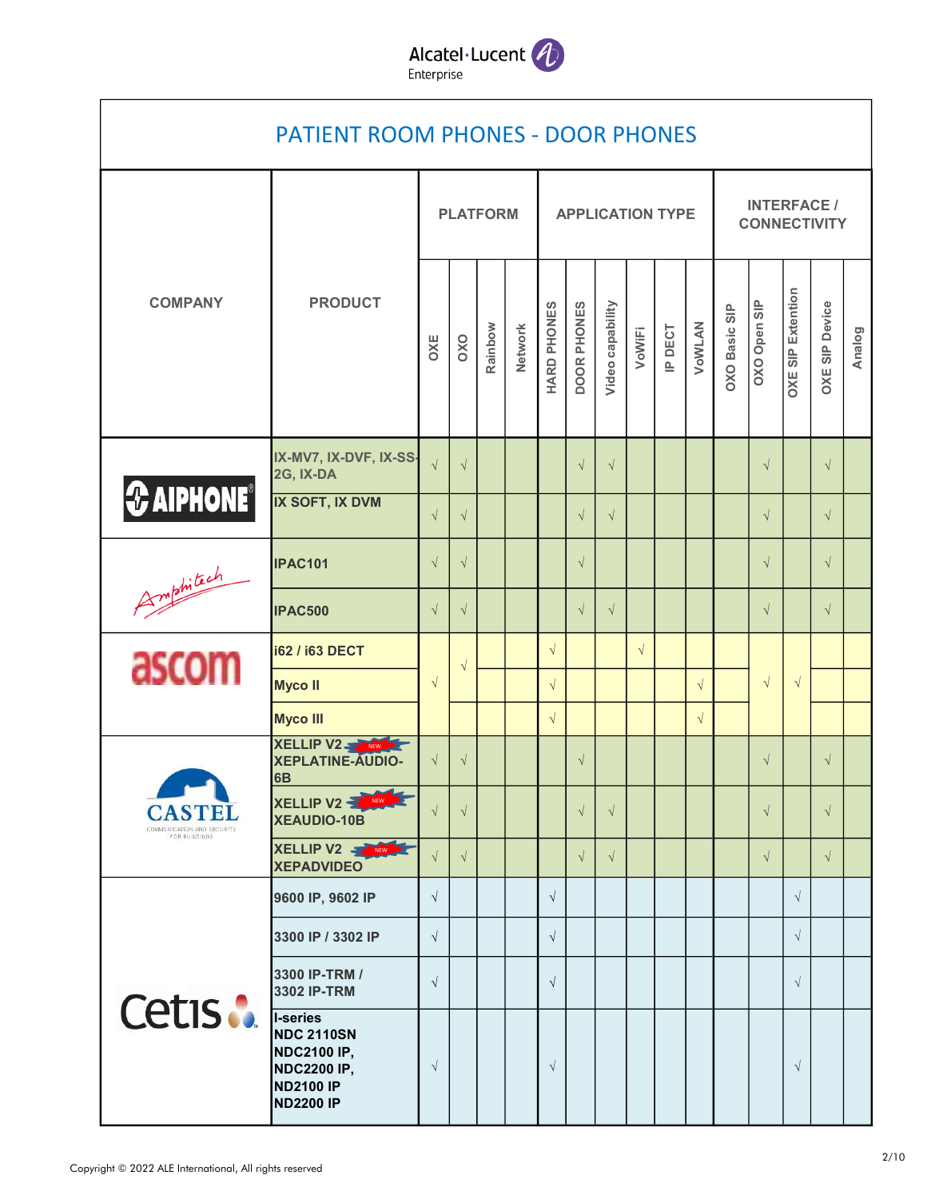# PATIENT ROOM PHONES - DOOR PHONES

| COMPANY | PRODUCT | PLATFORM | | | | APPLICATION TYPE | | | | | | INTERFACE / CONNECTIVITY | | | | |
|---|---|---|---|---|---|---|---|---|---|---|---|---|---|---|---|---|
| | | OXE | OXO | Rainbow | Network | HARD PHONES | DOOR PHONES | Video capability | VoWiFi | IP DECT | VoWLAN | OXO Basic SIP | OXO Open SIP | OXE SIP Extention | OXE SIP Device | Analog |
| AIPHONE | IX-MV7, IX-DVF, IX-SS-2G, IX-DA | √ | √ | | | | √ | √ | | | | | √ | | √ | |
| | IX SOFT, IX DVM | √ | √ | | | | √ | √ | | | | | √ | | √ | |
| Amphitech | IPAC101 | √ | √ | | | | √ | | | | | | √ | | √ | |
| | IPAC500 | √ | √ | | | | √ | √ | | | | | √ | | √ | |
| ascom | i62 / i63 DECT | √ | √ | | | √ | | | √ | | | | √ | √ | | |
| | Myco II | √ | √ | | | √ | | | | | √ | | √ | √ | | |
| | Myco III | √ | | | | √ | | | | | √ | | √ | √ | | |
| CASTEL | XELLIP V2 XEPLATINE-AUDIO-6B (NEW) | √ | √ | | | | √ | | | | | | √ | | √ | |
| | XELLIP V2 XEAUDIO-10B (NEW) | √ | √ | | | | √ | √ | | | | | √ | | √ | |
| | XELLIP V2 XEPADVIDEO (NEW) | √ | √ | | | | √ | √ | | | | | √ | | √ | |
| Cetis | 9600 IP, 9602 IP | √ | | | | √ | | | | | | | | √ | | |
| | 3300 IP / 3302 IP | √ | | | | √ | | | | | | | | √ | | |
| | 3300 IP-TRM / 3302 IP-TRM | √ | | | | √ | | | | | | | | √ | | |
| | I-series NDC 2110SN NDC2100 IP, NDC2200 IP, ND2100 IP ND2200 IP | √ | | | | √ | | | | | | | | √ | | |

Copyright © 2022 ALE International, All rights reserved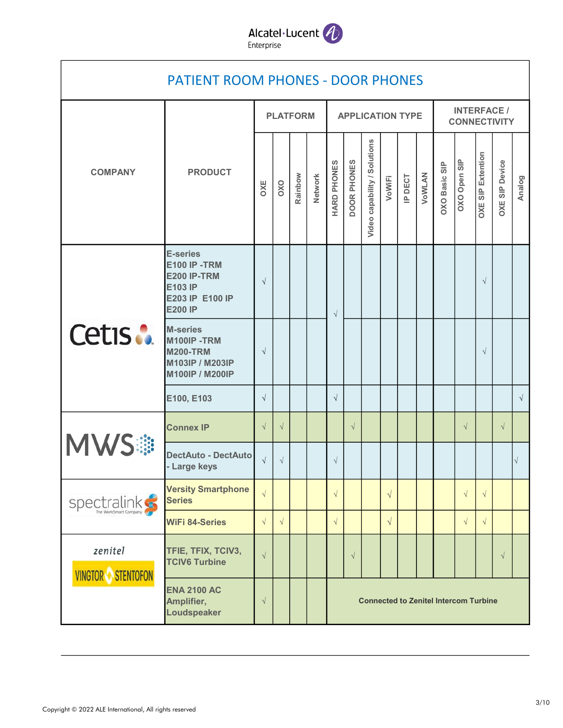## PATIENT ROOM PHONES - DOOR PHONES

| COMPANY | PRODUCT | PLATFORM | | | | APPLICATION TYPE | | | | | | INTERFACE / CONNECTIVITY | | | | |
|---|---|---|---|---|---|---|---|---|---|---|---|---|---|---|---|---|
| | | OXE | OXO | Rainbow | Network | HARD PHONES | DOOR PHONES | Video capability / Solutions | VoWiFi | IP DECT | VoWLAN | OXO Basic SIP | OXO Open SIP | OXE SIP Extention | OXE SIP Device | Analog |
| Cetis | E-series E100 IP -TRM E200 IP-TRM E103 IP E203 IP E100 IP E200 IP | √ | | | | √ | | | | | | | | √ | | |
| Cetis | M-series M100IP -TRM M200-TRM M103IP / M203IP M100IP / M200IP | √ | | | | √ | | | | | | | | √ | | |
| Cetis | E100, E103 | √ | | | | √ | | | | | | | | | | √ |
| MWS | Connex IP | √ | √ | | | | √ | | | | | | √ | | √ | |
| MWS | DectAuto - DectAuto - Large keys | √ | √ | | | √ | | | | | | | | | | √ |
| spectralink | Versity Smartphone Series | √ | | | | √ | | | √ | | | | √ | √ | | |
| spectralink | WiFi 84-Series | √ | √ | | | √ | | | √ | | | | √ | √ | | |
| zenitel VINGTOR STENTOFON | TFIE, TFIX, TCIV3, TCIV6 Turbine | √ | | | | | √ | | | | | | | | √ | |
| zenitel VINGTOR STENTOFON | ENA 2100 AC Amplifier, Loudspeaker | √ | | | | Connected to Zenitel Intercom Turbine | | | | | | | | | | |

Copyright © 2022 ALE International, All rights reserved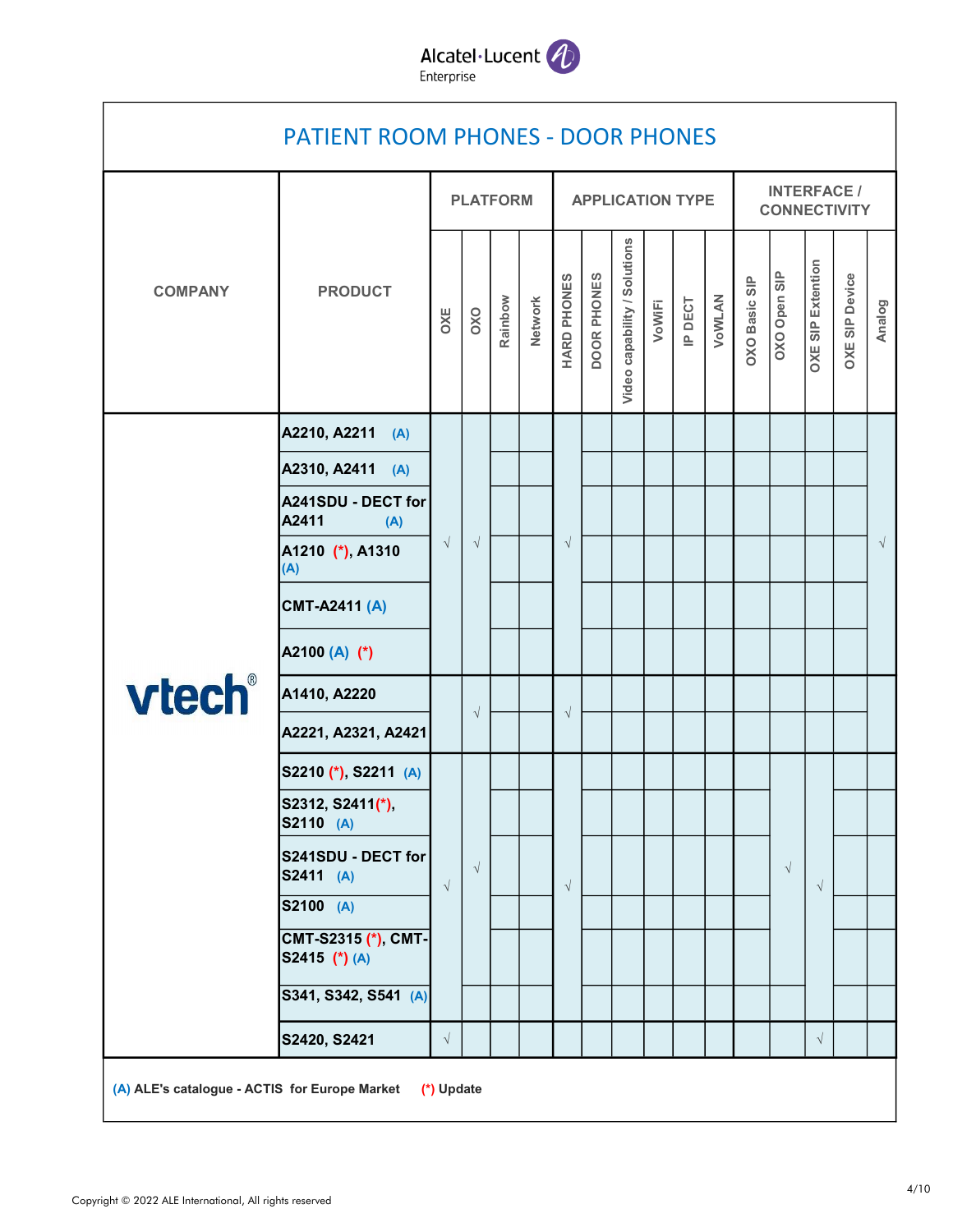# PATIENT ROOM PHONES - DOOR PHONES

| COMPANY | PRODUCT | PLATFORM | | | | APPLICATION TYPE | | | | | | INTERFACE / CONNECTIVITY | | | | |
|---|---|---|---|---|---|---|---|---|---|---|---|---|---|---|---|---|
| | | OXE | OXO | Rainbow | Network | HARD PHONES | DOOR PHONES | Video capability / Solutions | VoWiFi | IP DECT | VoWLAN | OXO Basic SIP | OXO Open SIP | OXE SIP Extention | OXE SIP Device | Analog |
| vtech | A2210, A2211 (A) | √ | √ | | | √ | | | | | | | | | | √ |
| | A2310, A2411 (A) | √ | √ | | | √ | | | | | | | | | | √ |
| | A241SDU - DECT for A2411 (A) | √ | √ | | | √ | | | | | | | | | | √ |
| | A1210 (*), A1310 (A) | √ | √ | | | √ | | | | | | | | | | √ |
| | CMT-A2411 (A) | √ | √ | | | √ | | | | | | | | | | √ |
| | A2100 (A) (*) | √ | √ | | | √ | | | | | | | | | | √ |
| | A1410, A2220 | | √ | | | √ | | | | | | | | | | |
| | A2221, A2321, A2421 | | √ | | | √ | | | | | | | | | | |
| | S2210 (*), S2211 (A) | √ | √ | | | √ | | | | | | | √ | √ | | |
| | S2312, S2411(*), S2110 (A) | √ | √ | | | √ | | | | | | | √ | √ | | |
| | S241SDU - DECT for S2411 (A) | √ | √ | | | √ | | | | | | | √ | √ | | |
| | S2100 (A) | √ | √ | | | √ | | | | | | | √ | √ | | |
| | CMT-S2315 (*), CMT-S2415 (*) (A) | √ | √ | | | √ | | | | | | | √ | √ | | |
| | S341, S342, S541 (A) | √ | | | | √ | | | | | | | | √ | | |
| | S2420, S2421 | √ | | | | | | | | | | | | √ | | |

(A) ALE's catalogue - ACTIS for Europe Market (*) Update

Copyright © 2022 ALE International, All rights reserved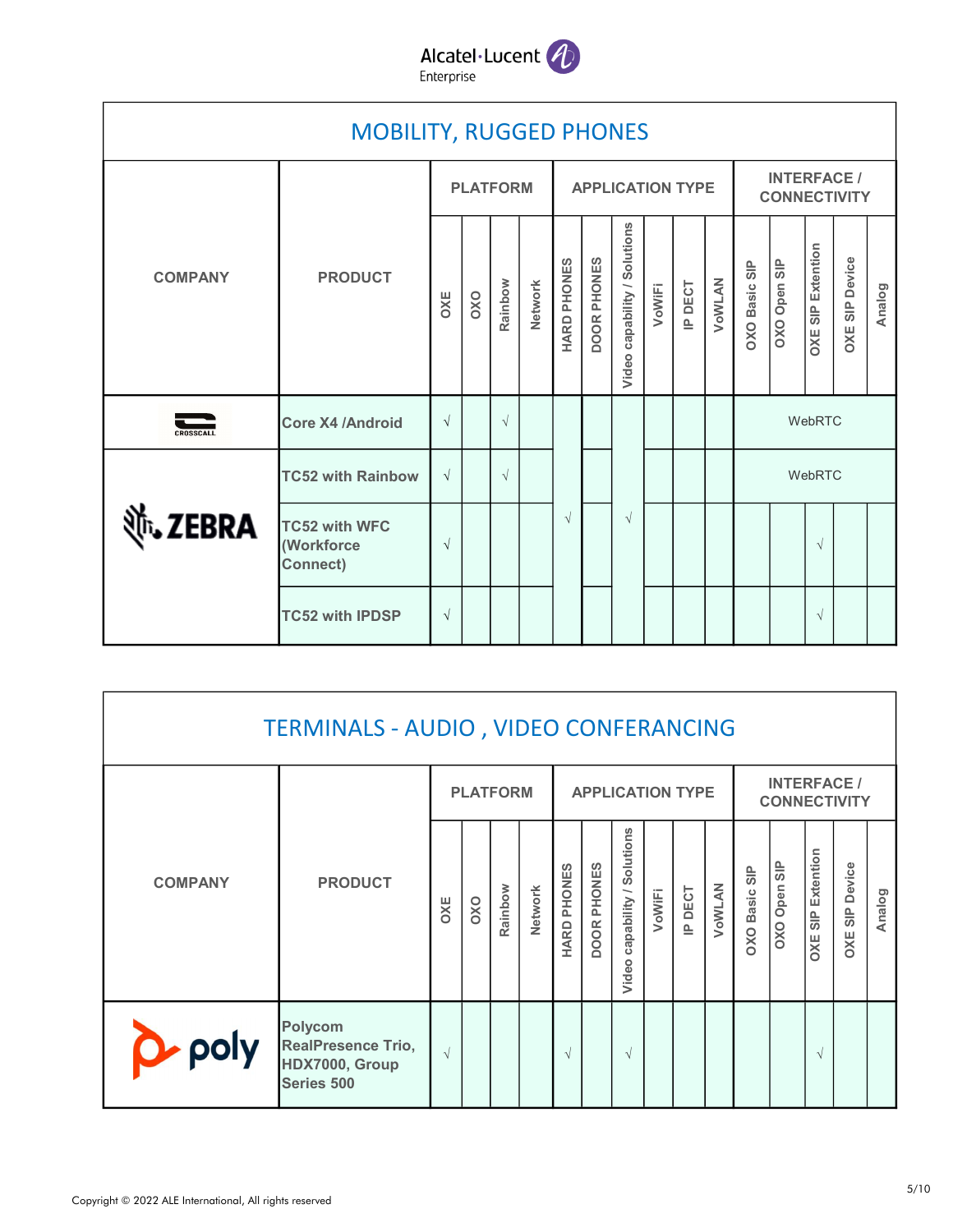## MOBILITY, RUGGED PHONES

| COMPANY | PRODUCT | PLATFORM | | | | APPLICATION TYPE | | | | | | INTERFACE / CONNECTIVITY | | | | |
|---|---|---|---|---|---|---|---|---|---|---|---|---|---|---|---|---|
| | | OXE | OXO | Rainbow | Network | HARD PHONES | DOOR PHONES | Video capability / Solutions | VoWiFi | IP DECT | VoWLAN | OXO Basic SIP | OXO Open SIP | OXE SIP Extention | OXE SIP Device | Analog |
| CROSSCALL | Core X4 /Android | √ | | √ | | √ | | √ | | | | WebRTC | | | | |
| ZEBRA | TC52 with Rainbow | √ | | √ | | √ | | √ | | | | WebRTC | | | | |
| ZEBRA | TC52 with WFC (Workforce Connect) | √ | | | | √ | | √ | | | | | | √ | | |
| ZEBRA | TC52 with IPDSP | √ | | | | √ | | √ | | | | | | √ | | |

## TERMINALS - AUDIO , VIDEO CONFERANCING

| COMPANY | PRODUCT | PLATFORM | | | | APPLICATION TYPE | | | | | | INTERFACE / CONNECTIVITY | | | | |
|---|---|---|---|---|---|---|---|---|---|---|---|---|---|---|---|---|
| | | OXE | OXO | Rainbow | Network | HARD PHONES | DOOR PHONES | Video capability / Solutions | VoWiFi | IP DECT | VoWLAN | OXO Basic SIP | OXO Open SIP | OXE SIP Extention | OXE SIP Device | Analog |
| poly | Polycom RealPresence Trio, HDX7000, Group Series 500 | √ | | | | √ | | √ | | | | | | √ | | |

Copyright © 2022 ALE International, All rights reserved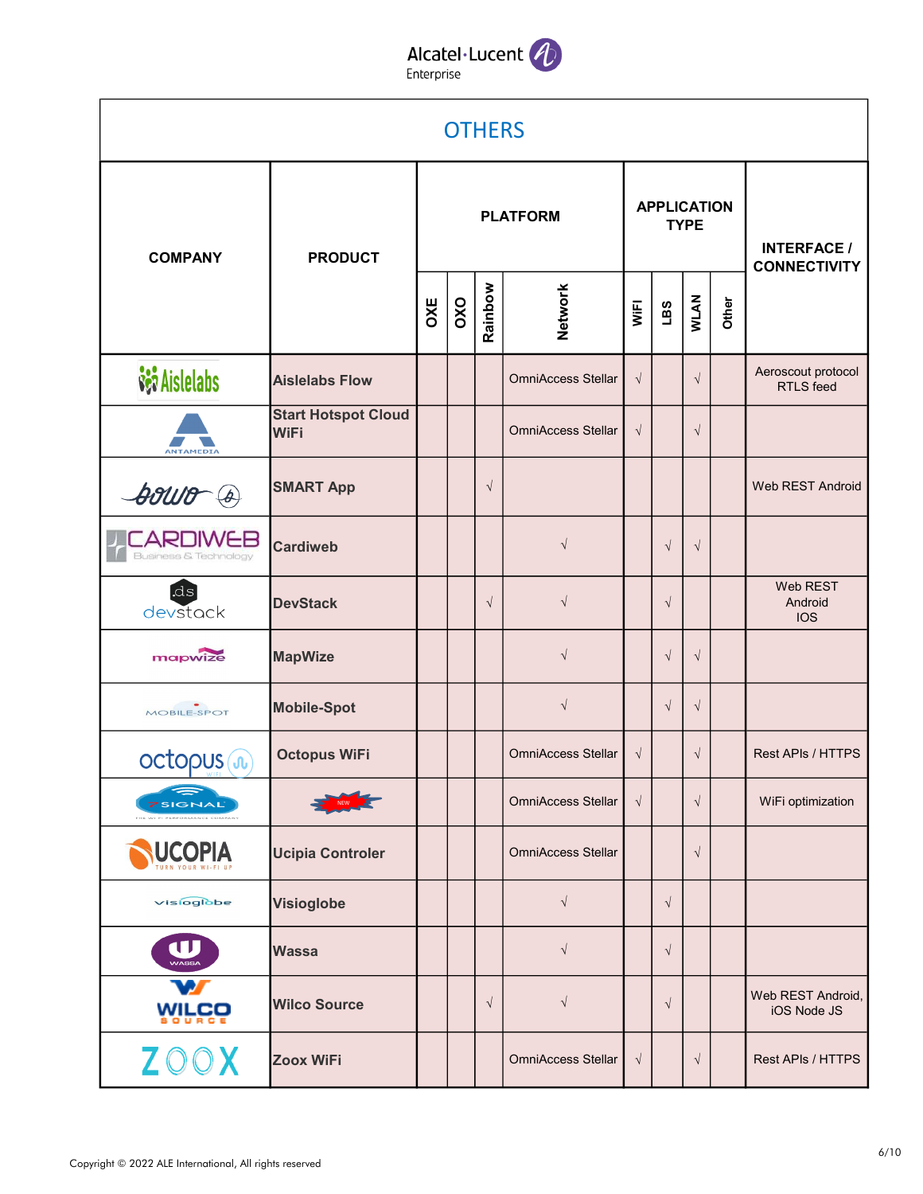# OTHERS

| COMPANY | PRODUCT | PLATFORM | | | | APPLICATION TYPE | | | | INTERFACE / CONNECTIVITY |
|---|---|---|---|---|---|---|---|---|---|---|
| | | OXE | OXO | Rainbow | Network | WiFI | LBS | WLAN | Other | |
| Aislelabs | Aislelabs Flow | | | | OmniAccess Stellar | √ | | √ | | Aeroscout protocol RTLS feed |
| Antamedia | Start Hotspot Cloud WiFi | | | | OmniAccess Stellar | √ | | √ | | |
| bowo | SMART App | | | √ | | | | | | Web REST Android |
| CARDIWEB Business & Technology | Cardiweb | | | | √ | | √ | √ | | |
| devstack | DevStack | | | √ | √ | | √ | | | Web REST Android IOS |
| mapwize | MapWize | | | | √ | | √ | √ | | |
| MOBILE-SPOT | Mobile-Spot | | | | √ | | √ | √ | | |
| octopus WiFi | Octopus WiFi | | | | OmniAccess Stellar | √ | | √ | | Rest APIs / HTTPS |
| 7SIGNAL | NEW | | | | OmniAccess Stellar | √ | | √ | | WiFi optimization |
| UCOPIA | Ucipia Controler | | | | OmniAccess Stellar | | | √ | | |
| visioglobe | Visioglobe | | | | √ | | √ | | | |
| WASSA | Wassa | | | | √ | | √ | | | |
| WILCO SOURCE | Wilco Source | | | √ | √ | | √ | | | Web REST Android, iOS Node JS |
| ZOOX | Zoox WiFi | | | | OmniAccess Stellar | √ | | √ | | Rest APIs / HTTPS |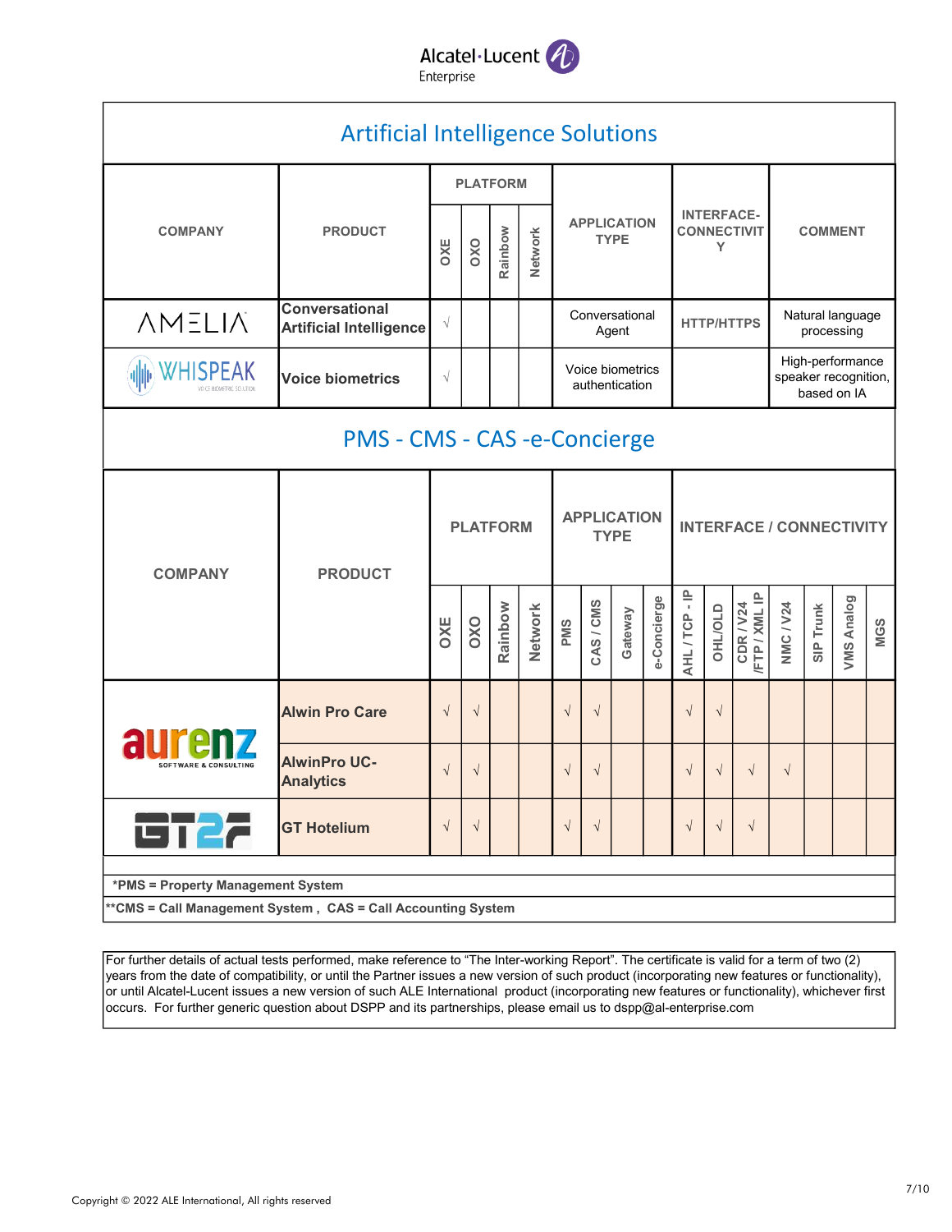## Artificial Intelligence Solutions

| COMPANY | PRODUCT | PLATFORM | | | | APPLICATION TYPE | INTERFACE-CONNECTIVITY | COMMENT |
|---|---|---|---|---|---|---|---|---|
| | | OXE | OXO | Rainbow | Network | | | |
| AMELIA | Conversational Artificial Intelligence | √ | | | | Conversational Agent | HTTP/HTTPS | Natural language processing |
| WHISPEAK | Voice biometrics | √ | | | | Voice biometrics authentication | | High-performance speaker recognition, based on IA |

## PMS - CMS - CAS -e-Concierge

| COMPANY | PRODUCT | PLATFORM | | | | APPLICATION TYPE | | | | INTERFACE / CONNECTIVITY | | | | | | |
|---|---|---|---|---|---|---|---|---|---|---|---|---|---|---|---|---|
| | | OXE | OXO | Rainbow | Network | PMS | CAS / CMS | Gateway | e-Concierge | AHL / TCP - IP | OHL/OLD | CDR / V24 /FTP / XML IP | NMC / V24 | SIP Trunk | VMS Analog | MGS |
| aurenz | Alwin Pro Care | √ | √ | | | √ | √ | | | √ | √ | | | | | |
| aurenz | AlwinPro UC-Analytics | √ | √ | | | √ | √ | | | √ | √ | √ | √ | | | |
| GT2F | GT Hotelium | √ | √ | | | √ | √ | | | √ | √ | √ | | | | |

**\*PMS = Property Management System**

**\*\*CMS = Call Management System , CAS = Call Accounting System**

For further details of actual tests performed, make reference to "The Inter-working Report". The certificate is valid for a term of two (2) years from the date of compatibility, or until the Partner issues a new version of such product (incorporating new features or functionality), or until Alcatel-Lucent issues a new version of such ALE International product (incorporating new features or functionality), whichever first occurs. For further generic question about DSPP and its partnerships, please email us to dspp@al-enterprise.com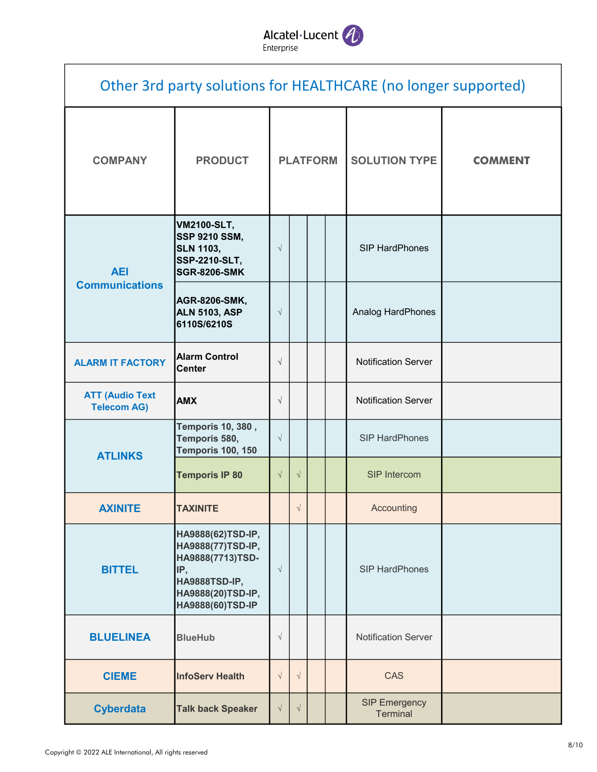# Other 3rd party solutions for HEALTHCARE (no longer supported)

| COMPANY | PRODUCT | PLATFORM | | | | SOLUTION TYPE | COMMENT |
|---|---|---|---|---|---|---|---|
| AEI Communications | VM2100-SLT, SSP 9210 SSM, SLN 1103, SSP-2210-SLT, SGR-8206-SMK | √ | | | | SIP HardPhones | |
| | AGR-8206-SMK, ALN 5103, ASP 6110S/6210S | √ | | | | Analog HardPhones | |
| ALARM IT FACTORY | Alarm Control Center | √ | | | | Notification Server | |
| ATT (Audio Text Telecom AG) | AMX | √ | | | | Notification Server | |
| ATLINKS | Temporis 10, 380 , Temporis 580, Temporis 100, 150 | √ | | | | SIP HardPhones | |
| | Temporis IP 80 | √ | √ | | | SIP Intercom | |
| AXINITE | TAXINITE | | √ | | | Accounting | |
| BITTEL | HA9888(62)TSD-IP, HA9888(77)TSD-IP, HA9888(7713)TSD-IP, HA9888TSD-IP, HA9888(20)TSD-IP, HA9888(60)TSD-IP | √ | | | | SIP HardPhones | |
| BLUELINEA | BlueHub | √ | | | | Notification Server | |
| CIEME | InfoServ Health | √ | √ | | | CAS | |
| Cyberdata | Talk back Speaker | √ | √ | | | SIP Emergency Terminal | |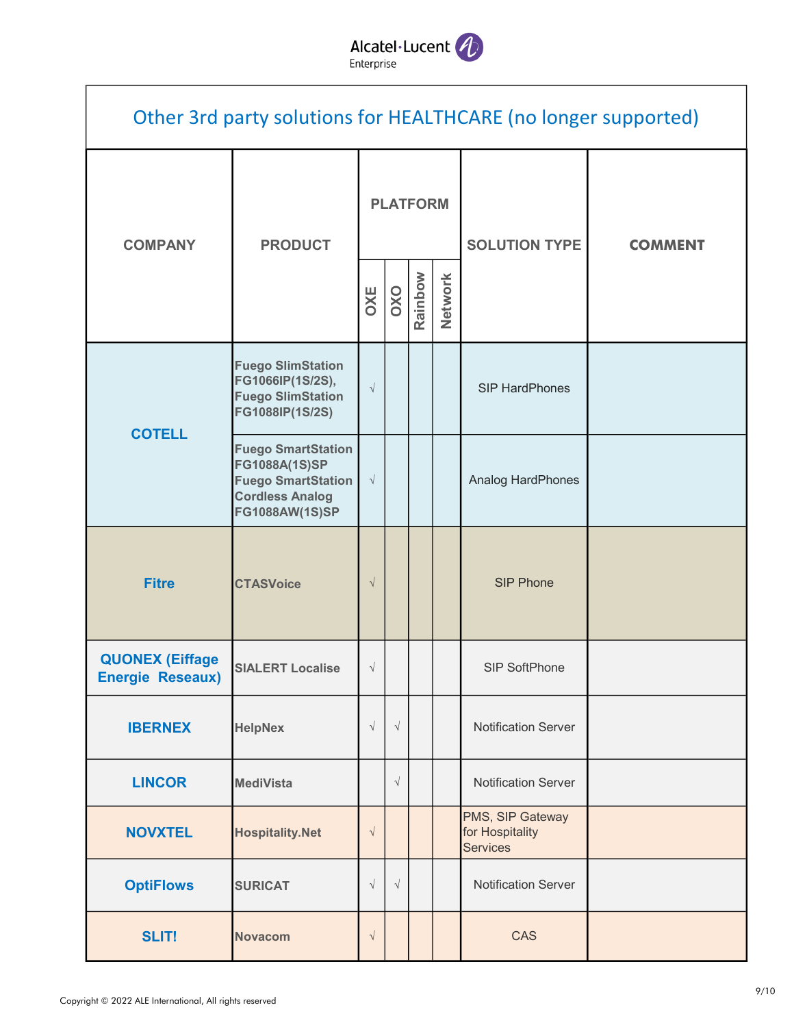## Other 3rd party solutions for HEALTHCARE (no longer supported)

| COMPANY | PRODUCT | PLATFORM | | | | SOLUTION TYPE | COMMENT |
|---|---|---|---|---|---|---|---|
| | | OXE | OXO | Rainbow | Network | | |
| COTELL | Fuego SlimStation FG1066IP(1S/2S), Fuego SlimStation FG1088IP(1S/2S) | √ | | | | SIP HardPhones | |
| | Fuego SmartStation FG1088A(1S)SP Fuego SmartStation Cordless Analog FG1088AW(1S)SP | √ | | | | Analog HardPhones | |
| Fitre | CTASVoice | √ | | | | SIP Phone | |
| QUONEX (Eiffage Energie Reseaux) | SIALERT Localise | √ | | | | SIP SoftPhone | |
| IBERNEX | HelpNex | √ | √ | | | Notification Server | |
| LINCOR | MediVista | | √ | | | Notification Server | |
| NOVXTEL | Hospitality.Net | √ | | | | PMS, SIP Gateway for Hospitality Services | |
| OptiFlows | SURICAT | √ | √ | | | Notification Server | |
| SLIT! | Novacom | √ | | | | CAS | |

Copyright © 2022 ALE International, All rights reserved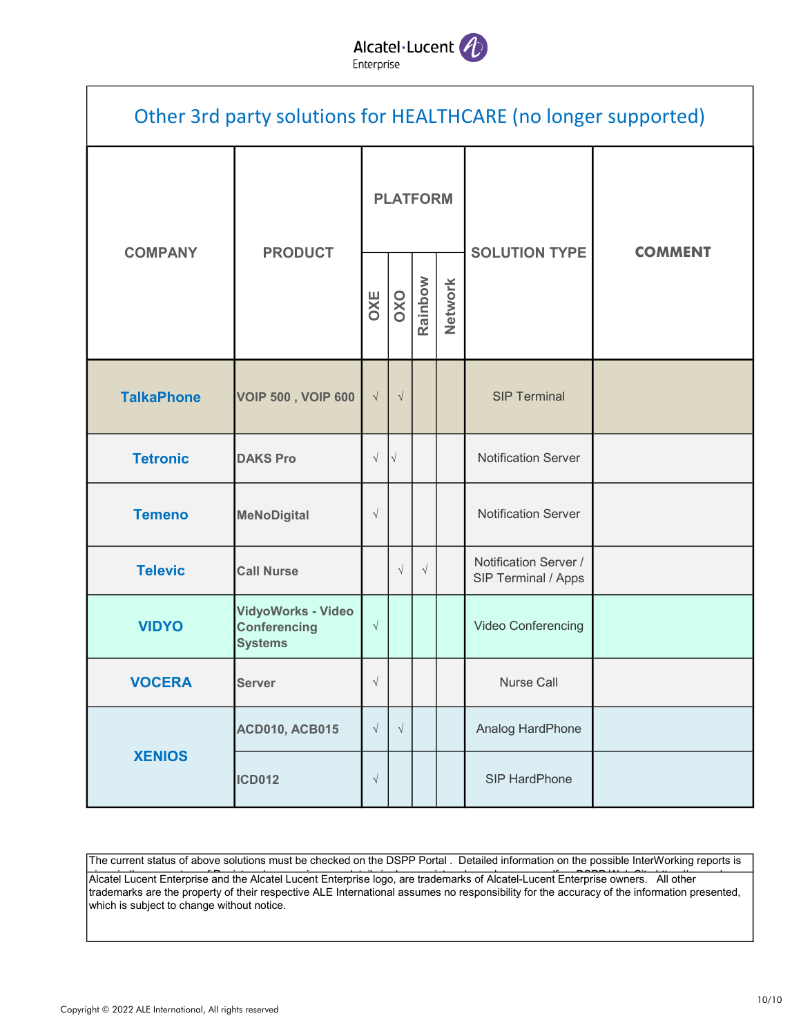## Other 3rd party solutions for HEALTHCARE (no longer supported)

| COMPANY | PRODUCT | PLATFORM | | | | SOLUTION TYPE | COMMENT |
|---|---|---|---|---|---|---|---|
| | | OXE | OXO | Rainbow | Network | | |
| TalkaPhone | VOIP 500 , VOIP 600 | √ | √ | | | SIP Terminal | |
| Tetronic | DAKS Pro | √ | √ | | | Notification Server | |
| Temeno | MeNoDigital | √ | | | | Notification Server | |
| Televic | Call Nurse | | √ | √ | | Notification Server / SIP Terminal / Apps | |
| VIDYO | VidyoWorks - Video Conferencing Systems | √ | | | | Video Conferencing | |
| VOCERA | Server | √ | | | | Nurse Call | |
| XENIOS | ACD010, ACB015 | √ | √ | | | Analog HardPhone | |
| XENIOS | ICD012 | √ | | | | SIP HardPhone | |

The current status of above solutions must be checked on the DSPP Portal . Detailed information on the possible InterWorking reports is

Alcatel Lucent Enterprise and the Alcatel Lucent Enterprise logo, are trademarks of Alcatel-Lucent Enterprise owners. All other trademarks are the property of their respective ALE International assumes no responsibility for the accuracy of the information presented, which is subject to change without notice.

Copyright © 2022 ALE International, All rights reserved